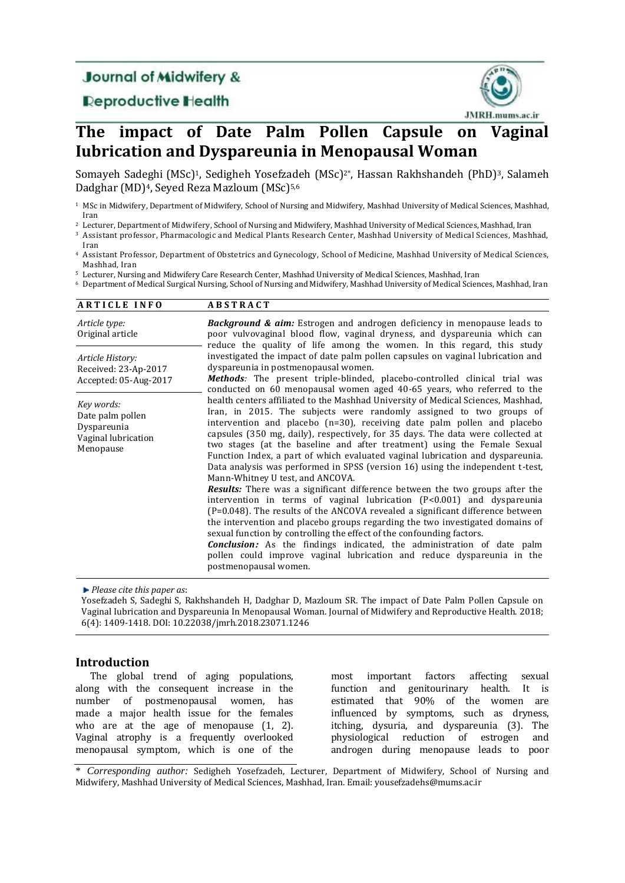Journal of Midwifery & Reproductive Health

JMRH.mums.ac.ir

# The impact of Date Palm Pollen Capsule on Vaginal lubrication and Dyspareunia in Menopausal Woman

Somayeh Sadeghi (MSc)[1], Sedigheh Yosefzadeh (MSc)[2*], Hassan Rakhshandeh (PhD)[3], Salameh Dadghar (MD)[4], Seyed Reza Mazloum (MSc)[5,6]

[1] MSc in Midwifery, Department of Midwifery, School of Nursing and Midwifery, Mashhad University of Medical Sciences, Mashhad, Iran

[2] Lecturer, Department of Midwifery, School of Nursing and Midwifery, Mashhad University of Medical Sciences, Mashhad, Iran

[3] Assistant professor, Pharmacologic and Medical Plants Research Center, Mashhad University of Medical Sciences, Mashhad, Iran

[4] Assistant Professor, Department of Obstetrics and Gynecology, School of Medicine, Mashhad University of Medical Sciences, Mashhad, Iran

[5] Lecturer, Nursing and Midwifery Care Research Center, Mashhad University of Medical Sciences, Mashhad, Iran

[6] Department of Medical Surgical Nursing, School of Nursing and Midwifery, Mashhad University of Medical Sciences, Mashhad, Iran

**ARTICLE INFO**

*Article type:*
Original article

*Article History:*
Received: 23-Apr-2017
Accepted: 05-Aug-2017

*Key words:*
Date palm pollen
Dyspareunia
Vaginal lubrication
Menopause

**ABSTRACT**

***Background & aim:*** Estrogen and androgen deficiency in menopause leads to poor vulvovaginal blood flow, vaginal dryness, and dyspareunia which can reduce the quality of life among the women. In this regard, this study investigated the impact of date palm pollen capsules on vaginal lubrication and dyspareunia in postmenopausal women.

***Methods:*** The present triple-blinded, placebo-controlled clinical trial was conducted on 60 menopausal women aged 40-65 years, who referred to the health centers affiliated to the Mashhad University of Medical Sciences, Mashhad, Iran, in 2015. The subjects were randomly assigned to two groups of intervention and placebo (n=30), receiving date palm pollen and placebo capsules (350 mg, daily), respectively, for 35 days. The data were collected at two stages (at the baseline and after treatment) using the Female Sexual Function Index, a part of which evaluated vaginal lubrication and dyspareunia. Data analysis was performed in SPSS (version 16) using the independent t-test, Mann-Whitney U test, and ANCOVA.

***Results:*** There was a significant difference between the two groups after the intervention in terms of vaginal lubrication (P<0.001) and dyspareunia (P=0.048). The results of the ANCOVA revealed a significant difference between the intervention and placebo groups regarding the two investigated domains of sexual function by controlling the effect of the confounding factors.

***Conclusion:*** As the findings indicated, the administration of date palm pollen could improve vaginal lubrication and reduce dyspareunia in the postmenopausal women.

*Please cite this paper as*:
Yosefzadeh S, Sadeghi S, Rakhshandeh H, Dadghar D, Mazloum SR. The impact of Date Palm Pollen Capsule on Vaginal lubrication and Dyspareunia In Menopausal Woman. Journal of Midwifery and Reproductive Health. 2018; 6(4): 1409-1418. DOI: 10.22038/jmrh.2018.23071.1246

## Introduction

The global trend of aging populations, along with the consequent increase in the number of postmenopausal women, has made a major health issue for the females who are at the age of menopause (1, 2). Vaginal atrophy is a frequently overlooked menopausal symptom, which is one of the most important factors affecting sexual function and genitourinary health. It is estimated that 90% of the women are influenced by symptoms, such as dryness, itching, dysuria, and dyspareunia (3). The physiological reduction of estrogen and androgen during menopause leads to poor

\* *Corresponding author:* Sedigheh Yosefzadeh, Lecturer, Department of Midwifery, School of Nursing and Midwifery, Mashhad University of Medical Sciences, Mashhad, Iran. Email: yousefzadehs@mums.ac.ir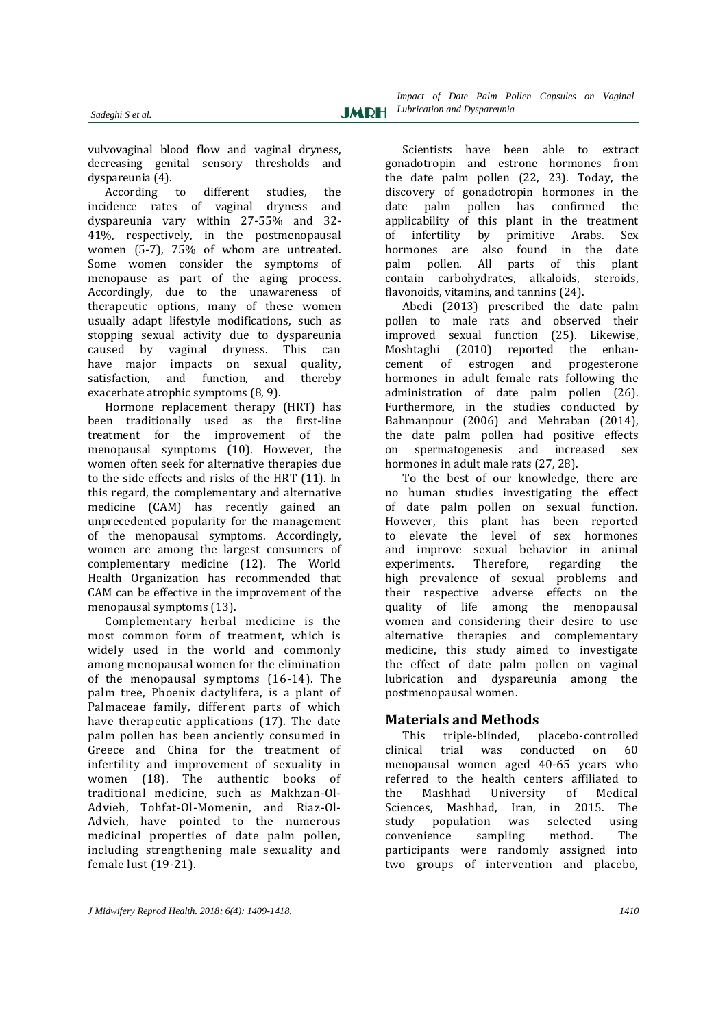vulvovaginal blood flow and vaginal dryness, decreasing genital sensory thresholds and dyspareunia (4).

According to different studies, the incidence rates of vaginal dryness and dyspareunia vary within 27-55% and 32-41%, respectively, in the postmenopausal women (5-7), 75% of whom are untreated. Some women consider the symptoms of menopause as part of the aging process. Accordingly, due to the unawareness of therapeutic options, many of these women usually adapt lifestyle modifications, such as stopping sexual activity due to dyspareunia caused by vaginal dryness. This can have major impacts on sexual quality, satisfaction, and function, and thereby exacerbate atrophic symptoms (8, 9).

Hormone replacement therapy (HRT) has been traditionally used as the first-line treatment for the improvement of the menopausal symptoms (10). However, the women often seek for alternative therapies due to the side effects and risks of the HRT (11). In this regard, the complementary and alternative medicine (CAM) has recently gained an unprecedented popularity for the management of the menopausal symptoms. Accordingly, women are among the largest consumers of complementary medicine (12). The World Health Organization has recommended that CAM can be effective in the improvement of the menopausal symptoms (13).

Complementary herbal medicine is the most common form of treatment, which is widely used in the world and commonly among menopausal women for the elimination of the menopausal symptoms (16-14). The palm tree, Phoenix dactylifera, is a plant of Palmaceae family, different parts of which have therapeutic applications (17). The date palm pollen has been anciently consumed in Greece and China for the treatment of infertility and improvement of sexuality in women (18). The authentic books of traditional medicine, such as Makhzan-Ol-Advieh, Tohfat-Ol-Momenin, and Riaz-Ol-Advieh, have pointed to the numerous medicinal properties of date palm pollen, including strengthening male sexuality and female lust (19-21).

Scientists have been able to extract gonadotropin and estrone hormones from the date palm pollen (22, 23). Today, the discovery of gonadotropin hormones in the date palm pollen has confirmed the applicability of this plant in the treatment of infertility by primitive Arabs. Sex hormones are also found in the date palm pollen. All parts of this plant contain carbohydrates, alkaloids, steroids, flavonoids, vitamins, and tannins (24).

Abedi (2013) prescribed the date palm pollen to male rats and observed their improved sexual function (25). Likewise, Moshtaghi (2010) reported the enhancement of estrogen and progesterone hormones in adult female rats following the administration of date palm pollen (26). Furthermore, in the studies conducted by Bahmanpour (2006) and Mehraban (2014), the date palm pollen had positive effects on spermatogenesis and increased sex hormones in adult male rats (27, 28).

To the best of our knowledge, there are no human studies investigating the effect of date palm pollen on sexual function. However, this plant has been reported to elevate the level of sex hormones and improve sexual behavior in animal experiments. Therefore, regarding the high prevalence of sexual problems and their respective adverse effects on the quality of life among the menopausal women and considering their desire to use alternative therapies and complementary medicine, this study aimed to investigate the effect of date palm pollen on vaginal lubrication and dyspareunia among the postmenopausal women.

## Materials and Methods

This triple-blinded, placebo-controlled clinical trial was conducted on 60 menopausal women aged 40-65 years who referred to the health centers affiliated to the Mashhad University of Medical Sciences, Mashhad, Iran, in 2015. The study population was selected using convenience sampling method. The participants were randomly assigned into two groups of intervention and placebo,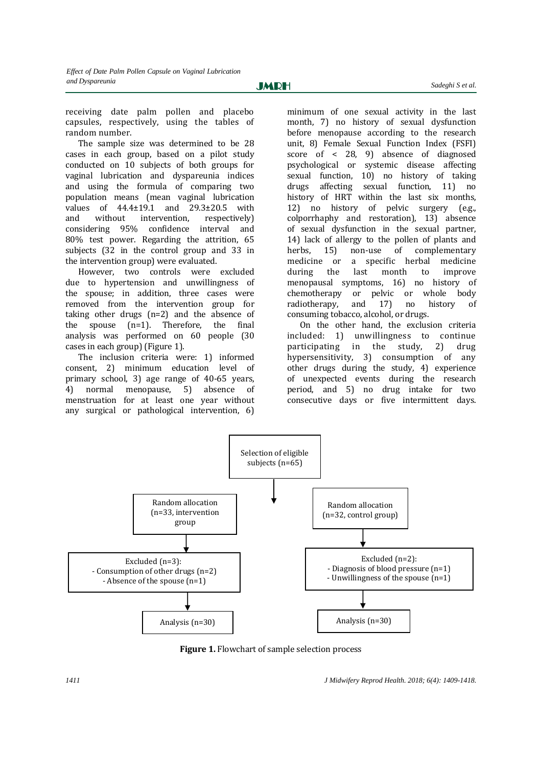receiving date palm pollen and placebo capsules, respectively, using the tables of random number.

The sample size was determined to be 28 cases in each group, based on a pilot study conducted on 10 subjects of both groups for vaginal lubrication and dyspareunia indices and using the formula of comparing two population means (mean vaginal lubrication values of 44.4±19.1 and 29.3±20.5 with and without intervention, respectively) considering 95% confidence interval and 80% test power. Regarding the attrition, 65 subjects (32 in the control group and 33 in the intervention group) were evaluated.

However, two controls were excluded due to hypertension and unwillingness of the spouse; in addition, three cases were removed from the intervention group for taking other drugs (n=2) and the absence of the spouse (n=1). Therefore, the final analysis was performed on 60 people (30 cases in each group) (Figure 1).

The inclusion criteria were: 1) informed consent, 2) minimum education level of primary school, 3) age range of 40-65 years, 4) normal menopause, 5) absence of menstruation for at least one year without any surgical or pathological intervention, 6) minimum of one sexual activity in the last month, 7) no history of sexual dysfunction before menopause according to the research unit, 8) Female Sexual Function Index (FSFI) score of < 28, 9) absence of diagnosed psychological or systemic disease affecting sexual function, 10) no history of taking drugs affecting sexual function, 11) no history of HRT within the last six months, 12) no history of pelvic surgery (e.g., colporrhaphy and restoration), 13) absence of sexual dysfunction in the sexual partner, 14) lack of allergy to the pollen of plants and herbs, 15) non-use of complementary medicine or a specific herbal medicine during the last month to improve menopausal symptoms, 16) no history of chemotherapy or pelvic or whole body radiotherapy, and 17) no history of consuming tobacco, alcohol, or drugs.

On the other hand, the exclusion criteria included: 1) unwillingness to continue participating in the study, 2) drug hypersensitivity, 3) consumption of any other drugs during the study, 4) experience of unexpected events during the research period, and 5) no drug intake for two consecutive days or five intermittent days.

```
                    Selection of eligible subjects (n=65)
                                   |
        ---------------------------------------------------------
        |                                                       |
Random allocation (n=33, intervention group)     Random allocation (n=32, control group)
        |                                                       |
Excluded (n=3):                                  Excluded (n=2):
- Consumption of other drugs (n=2)               - Diagnosis of blood pressure (n=1)
- Absence of the spouse (n=1)                    - Unwillingness of the spouse (n=1)
        |                                                       |
Analysis (n=30)                                  Analysis (n=30)
```

**Figure 1.** Flowchart of sample selection process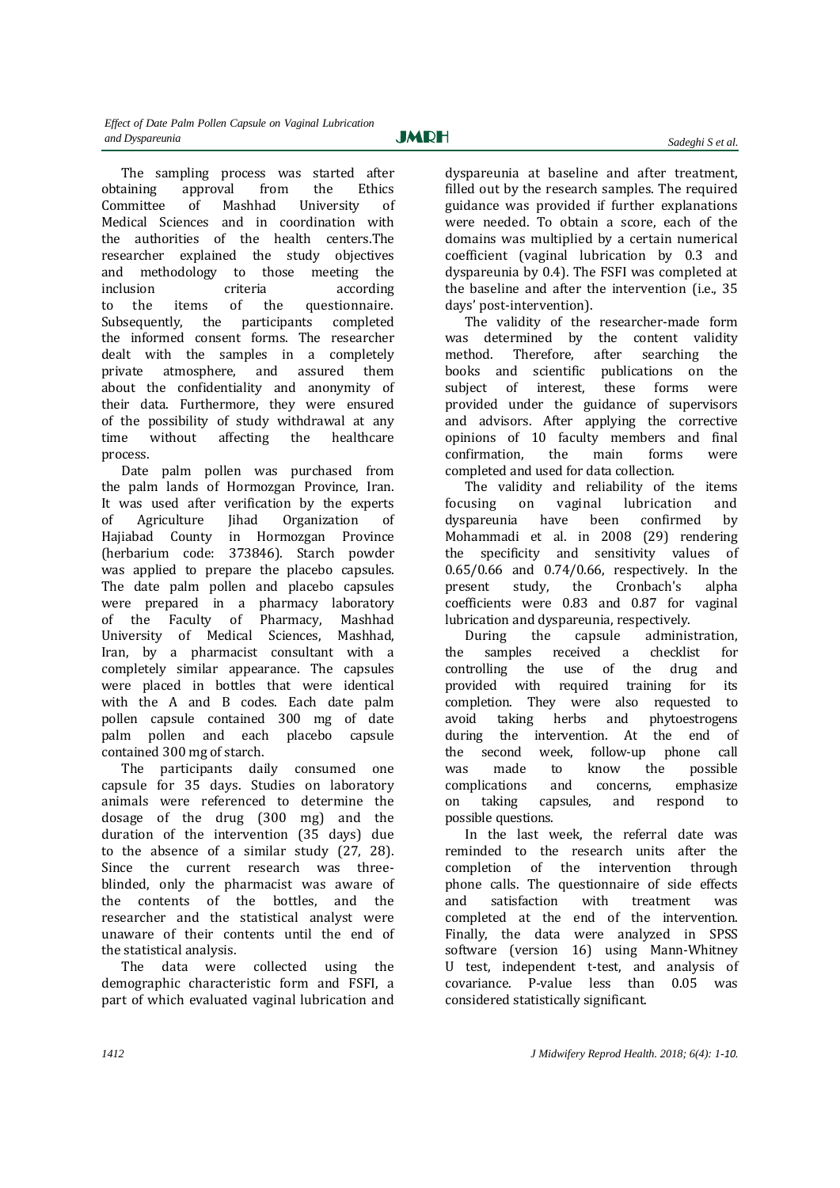The sampling process was started after obtaining approval from the Ethics Committee of Mashhad University of Medical Sciences and in coordination with the authorities of the health centers.The researcher explained the study objectives and methodology to those meeting the inclusion criteria according to the items of the questionnaire. Subsequently, the participants completed the informed consent forms. The researcher dealt with the samples in a completely private atmosphere, and assured them about the confidentiality and anonymity of their data. Furthermore, they were ensured of the possibility of study withdrawal at any time without affecting the healthcare process.

Date palm pollen was purchased from the palm lands of Hormozgan Province, Iran. It was used after verification by the experts of Agriculture Jihad Organization of Hajiabad County in Hormozgan Province (herbarium code: 373846). Starch powder was applied to prepare the placebo capsules. The date palm pollen and placebo capsules were prepared in a pharmacy laboratory of the Faculty of Pharmacy, Mashhad University of Medical Sciences, Mashhad, Iran, by a pharmacist consultant with a completely similar appearance. The capsules were placed in bottles that were identical with the A and B codes. Each date palm pollen capsule contained 300 mg of date palm pollen and each placebo capsule contained 300 mg of starch.

The participants daily consumed one capsule for 35 days. Studies on laboratory animals were referenced to determine the dosage of the drug (300 mg) and the duration of the intervention (35 days) due to the absence of a similar study (27, 28). Since the current research was three-blinded, only the pharmacist was aware of the contents of the bottles, and the researcher and the statistical analyst were unaware of their contents until the end of the statistical analysis.

The data were collected using the demographic characteristic form and FSFI, a part of which evaluated vaginal lubrication and dyspareunia at baseline and after treatment, filled out by the research samples. The required guidance was provided if further explanations were needed. To obtain a score, each of the domains was multiplied by a certain numerical coefficient (vaginal lubrication by 0.3 and dyspareunia by 0.4). The FSFI was completed at the baseline and after the intervention (i.e., 35 days' post-intervention).

The validity of the researcher-made form was determined by the content validity method. Therefore, after searching the books and scientific publications on the subject of interest, these forms were provided under the guidance of supervisors and advisors. After applying the corrective opinions of 10 faculty members and final confirmation, the main forms were completed and used for data collection.

The validity and reliability of the items focusing on vaginal lubrication and dyspareunia have been confirmed by Mohammadi et al. in 2008 (29) rendering the specificity and sensitivity values of 0.65/0.66 and 0.74/0.66, respectively. In the present study, the Cronbach's alpha coefficients were 0.83 and 0.87 for vaginal lubrication and dyspareunia, respectively.

During the capsule administration, the samples received a checklist for controlling the use of the drug and provided with required training for its completion. They were also requested to avoid taking herbs and phytoestrogens during the intervention. At the end of the second week, follow-up phone call was made to know the possible complications and concerns, emphasize on taking capsules, and respond to possible questions.

In the last week, the referral date was reminded to the research units after the completion of the intervention through phone calls. The questionnaire of side effects and satisfaction with treatment was completed at the end of the intervention. Finally, the data were analyzed in SPSS software (version 16) using Mann-Whitney U test, independent t-test, and analysis of covariance. P-value less than 0.05 was considered statistically significant.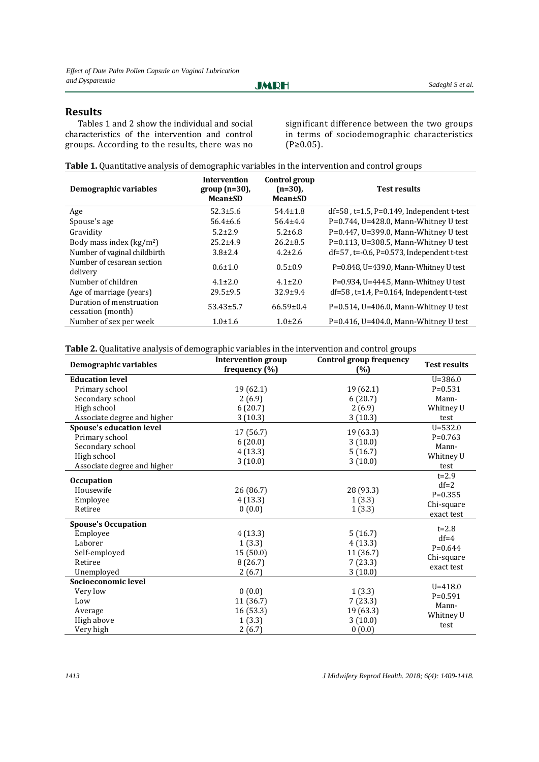## Results

Tables 1 and 2 show the individual and social characteristics of the intervention and control groups. According to the results, there was no significant difference between the two groups in terms of sociodemographic characteristics (P≥0.05).

**Table 1.** Quantitative analysis of demographic variables in the intervention and control groups

| Demographic variables | Intervention group (n=30), Mean±SD | Control group (n=30), Mean±SD | Test results |
|---|---|---|---|
| Age | 52.3±5.6 | 54.4±1.8 | df=58 , t=1.5, P=0.149, Independent t-test |
| Spouse's age | 56.4±6.6 | 56.4±4.4 | P=0.744, U=428.0, Mann-Whitney U test |
| Gravidity | 5.2±2.9 | 5.2±6.8 | P=0.447, U=399.0, Mann-Whitney U test |
| Body mass index (kg/m²) | 25.2±4.9 | 26.2±8.5 | P=0.113, U=308.5, Mann-Whitney U test |
| Number of vaginal childbirth | 3.8±2.4 | 4.2±2.6 | df=57 , t=-0.6, P=0.573, Independent t-test |
| Number of cesarean section delivery | 0.6±1.0 | 0.5±0.9 | P=0.848, U=439.0, Mann-Whitney U test |
| Number of children | 4.1±2.0 | 4.1±2.0 | P=0.934, U=444.5, Mann-Whitney U test |
| Age of marriage (years) | 29.5±9.5 | 32.9±9.4 | df=58 , t=1.4, P=0.164, Independent t-test |
| Duration of menstruation cessation (month) | 53.43±5.7 | 66.59±0.4 | P=0.514, U=406.0, Mann-Whitney U test |
| Number of sex per week | 1.0±1.6 | 1.0±2.6 | P=0.416, U=404.0, Mann-Whitney U test |

**Table 2.** Qualitative analysis of demographic variables in the intervention and control groups

| Demographic variables | Intervention group frequency (%) | Control group frequency (%) | Test results |
|---|---|---|---|
| **Education level** | | | U=386.0 P=0.531 Mann-Whitney U test |
| Primary school | 19 (62.1) | 19 (62.1) | |
| Secondary school | 2 (6.9) | 6 (20.7) | |
| High school | 6 (20.7) | 2 (6.9) | |
| Associate degree and higher | 3 (10.3) | 3 (10.3) | |
| **Spouse's education level** | | | U=532.0 P=0.763 Mann-Whitney U test |
| Primary school | 17 (56.7) | 19 (63.3) | |
| Secondary school | 6 (20.0) | 3 (10.0) | |
| High school | 4 (13.3) | 5 (16.7) | |
| Associate degree and higher | 3 (10.0) | 3 (10.0) | |
| **Occupation** | | | t=2.9 df=2 P=0.355 Chi-square exact test |
| Housewife | 26 (86.7) | 28 (93.3) | |
| Employee | 4 (13.3) | 1 (3.3) | |
| Retiree | 0 (0.0) | 1 (3.3) | |
| **Spouse's Occupation** | | | t=2.8 df=4 P=0.644 Chi-square exact test |
| Employee | 4 (13.3) | 5 (16.7) | |
| Laborer | 1 (3.3) | 4 (13.3) | |
| Self-employed | 15 (50.0) | 11 (36.7) | |
| Retiree | 8 (26.7) | 7 (23.3) | |
| Unemployed | 2 (6.7) | 3 (10.0) | |
| **Socioeconomic level** | | | U=418.0 P=0.591 Mann-Whitney U test |
| Very low | 0 (0.0) | 1 (3.3) | |
| Low | 11 (36.7) | 7 (23.3) | |
| Average | 16 (53.3) | 19 (63.3) | |
| High above | 1 (3.3) | 3 (10.0) | |
| Very high | 2 (6.7) | 0 (0.0) | |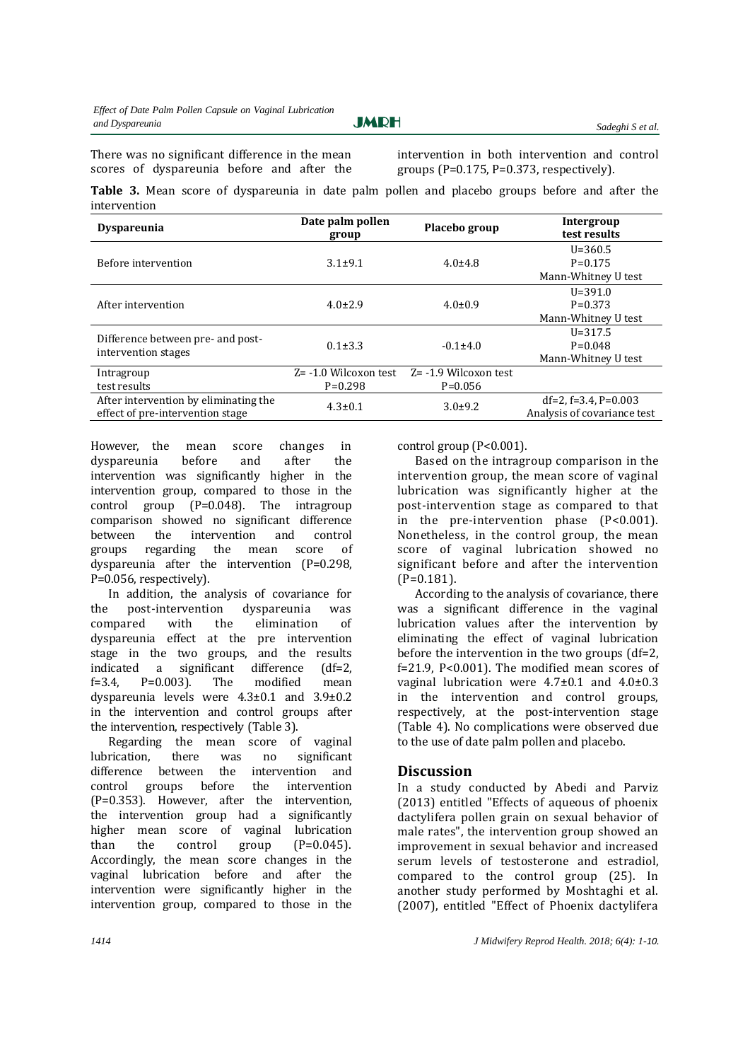There was no significant difference in the mean scores of dyspareunia before and after the intervention in both intervention and control groups (P=0.175, P=0.373, respectively).

**Table 3.** Mean score of dyspareunia in date palm pollen and placebo groups before and after the intervention

| Dyspareunia | Date palm pollen group | Placebo group | Intergroup test results |
|---|---|---|---|
| Before intervention | 3.1±9.1 | 4.0±4.8 | U=360.5 P=0.175 Mann-Whitney U test |
| After intervention | 4.0±2.9 | 4.0±0.9 | U=391.0 P=0.373 Mann-Whitney U test |
| Difference between pre- and post-intervention stages | 0.1±3.3 | -0.1±4.0 | U=317.5 P=0.048 Mann-Whitney U test |
| Intragroup test results | Z= -1.0 Wilcoxon test P=0.298 | Z= -1.9 Wilcoxon test P=0.056 | |
| After intervention by eliminating the effect of pre-intervention stage | 4.3±0.1 | 3.0±9.2 | df=2, f=3.4, P=0.003 Analysis of covariance test |

However, the mean score changes in dyspareunia before and after the intervention was significantly higher in the intervention group, compared to those in the control group (P=0.048). The intragroup comparison showed no significant difference between the intervention and control groups regarding the mean score of dyspareunia after the intervention (P=0.298, P=0.056, respectively).

In addition, the analysis of covariance for the post-intervention dyspareunia was compared with the elimination of dyspareunia effect at the pre intervention stage in the two groups, and the results indicated a significant difference (df=2, f=3.4, P=0.003). The modified mean dyspareunia levels were 4.3±0.1 and 3.9±0.2 in the intervention and control groups after the intervention, respectively (Table 3).

Regarding the mean score of vaginal lubrication, there was no significant difference between the intervention and control groups before the intervention (P=0.353). However, after the intervention, the intervention group had a significantly higher mean score of vaginal lubrication than the control group (P=0.045). Accordingly, the mean score changes in the vaginal lubrication before and after the intervention were significantly higher in the intervention group, compared to those in the control group (P<0.001).

Based on the intragroup comparison in the intervention group, the mean score of vaginal lubrication was significantly higher at the post-intervention stage as compared to that in the pre-intervention phase (P<0.001). Nonetheless, in the control group, the mean score of vaginal lubrication showed no significant before and after the intervention (P=0.181).

According to the analysis of covariance, there was a significant difference in the vaginal lubrication values after the intervention by eliminating the effect of vaginal lubrication before the intervention in the two groups (df=2, f=21.9, P<0.001). The modified mean scores of vaginal lubrication were 4.7±0.1 and 4.0±0.3 in the intervention and control groups, respectively, at the post-intervention stage (Table 4). No complications were observed due to the use of date palm pollen and placebo.

## Discussion

In a study conducted by Abedi and Parviz (2013) entitled "Effects of aqueous of phoenix dactylifera pollen grain on sexual behavior of male rates", the intervention group showed an improvement in sexual behavior and increased serum levels of testosterone and estradiol, compared to the control group (25). In another study performed by Moshtaghi et al. (2007), entitled "Effect of Phoenix dactylifera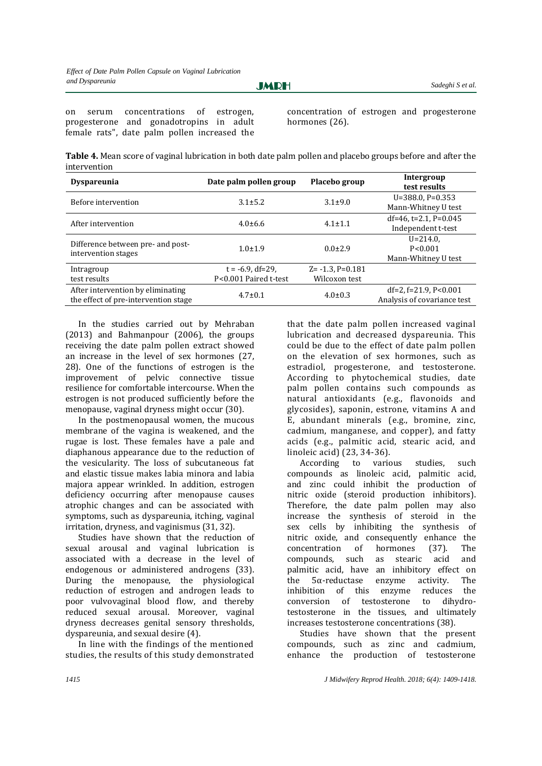on serum concentrations of estrogen, progesterone and gonadotropins in adult female rats", date palm pollen increased the concentration of estrogen and progesterone hormones (26).

**Table 4.** Mean score of vaginal lubrication in both date palm pollen and placebo groups before and after the intervention

| Dyspareunia | Date palm pollen group | Placebo group | Intergroup test results |
|---|---|---|---|
| Before intervention | 3.1±5.2 | 3.1±9.0 | U=388.0, P=0.353 Mann-Whitney U test |
| After intervention | 4.0±6.6 | 4.1±1.1 | df=46, t=2.1, P=0.045 Independent t-test |
| Difference between pre- and post-intervention stages | 1.0±1.9 | 0.0±2.9 | U=214.0, P<0.001 Mann-Whitney U test |
| Intragroup test results | t = -6.9, df=29, P<0.001 Paired t-test | Z= -1.3, P=0.181 Wilcoxon test | |
| After intervention by eliminating the effect of pre-intervention stage | 4.7±0.1 | 4.0±0.3 | df=2, f=21.9, P<0.001 Analysis of covariance test |

In the studies carried out by Mehraban (2013) and Bahmanpour (2006), the groups receiving the date palm pollen extract showed an increase in the level of sex hormones (27, 28). One of the functions of estrogen is the improvement of pelvic connective tissue resilience for comfortable intercourse. When the estrogen is not produced sufficiently before the menopause, vaginal dryness might occur (30).

In the postmenopausal women, the mucous membrane of the vagina is weakened, and the rugae is lost. These females have a pale and diaphanous appearance due to the reduction of the vesicularity. The loss of subcutaneous fat and elastic tissue makes labia minora and labia majora appear wrinkled. In addition, estrogen deficiency occurring after menopause causes atrophic changes and can be associated with symptoms, such as dyspareunia, itching, vaginal irritation, dryness, and vaginismus (31, 32).

Studies have shown that the reduction of sexual arousal and vaginal lubrication is associated with a decrease in the level of endogenous or administered androgens (33). During the menopause, the physiological reduction of estrogen and androgen leads to poor vulvovaginal blood flow, and thereby reduced sexual arousal. Moreover, vaginal dryness decreases genital sensory thresholds, dyspareunia, and sexual desire (4).

In line with the findings of the mentioned studies, the results of this study demonstrated that the date palm pollen increased vaginal lubrication and decreased dyspareunia. This could be due to the effect of date palm pollen on the elevation of sex hormones, such as estradiol, progesterone, and testosterone. According to phytochemical studies, date palm pollen contains such compounds as natural antioxidants (e.g., flavonoids and glycosides), saponin, estrone, vitamins A and E, abundant minerals (e.g., bromine, zinc, cadmium, manganese, and copper), and fatty acids (e.g., palmitic acid, stearic acid, and linoleic acid) (23, 34-36).

According to various studies, such compounds as linoleic acid, palmitic acid, and zinc could inhibit the production of nitric oxide (steroid production inhibitors). Therefore, the date palm pollen may also increase the synthesis of steroid in the sex cells by inhibiting the synthesis of nitric oxide, and consequently enhance the concentration of hormones (37). The compounds, such as stearic acid and palmitic acid, have an inhibitory effect on the 5α-reductase enzyme activity. The inhibition of this enzyme reduces the conversion of testosterone to dihydrotestosterone in the tissues, and ultimately increases testosterone concentrations (38).

Studies have shown that the present compounds, such as zinc and cadmium, enhance the production of testosterone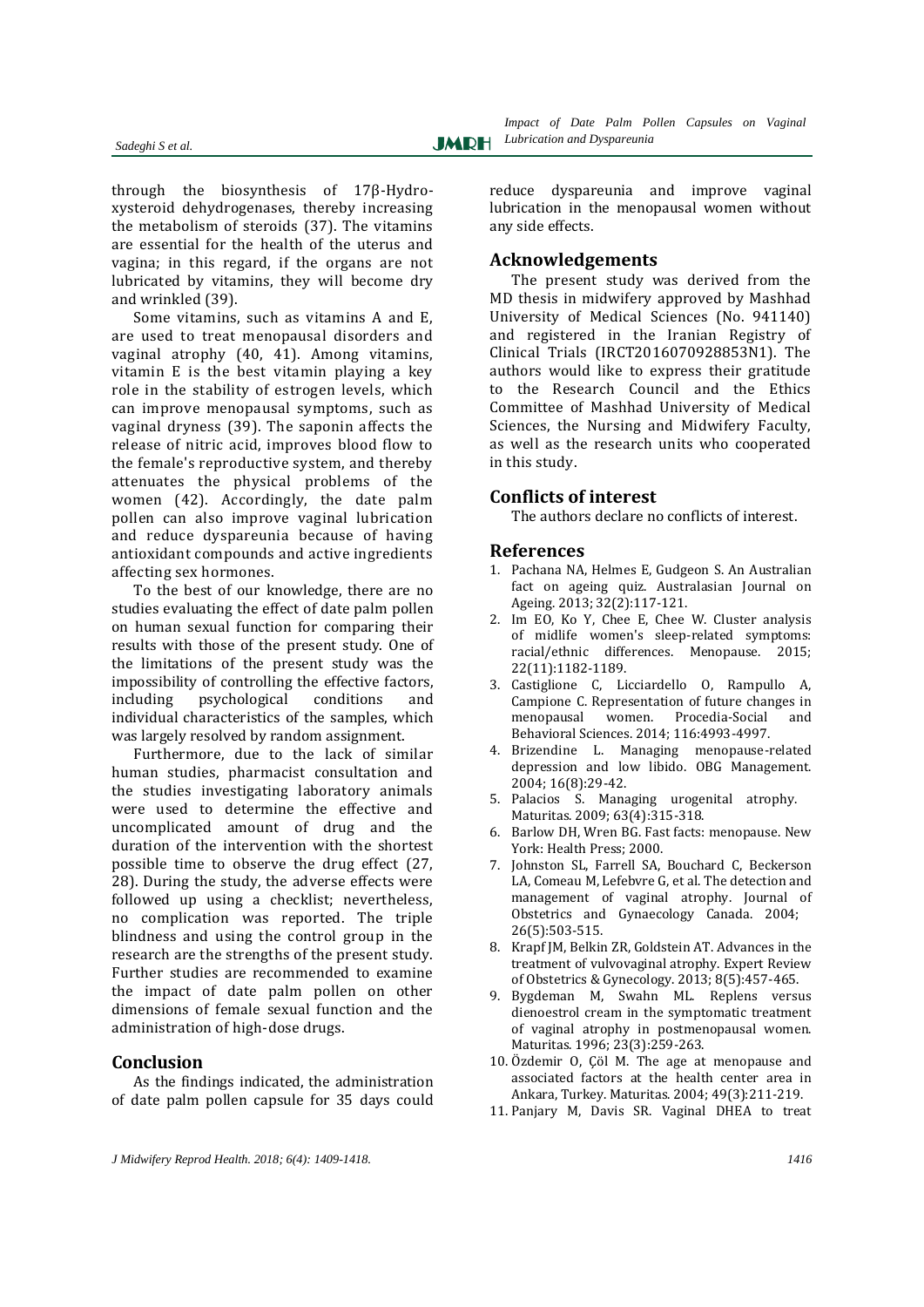through the biosynthesis of 17β-Hydroxysteroid dehydrogenases, thereby increasing the metabolism of steroids (37). The vitamins are essential for the health of the uterus and vagina; in this regard, if the organs are not lubricated by vitamins, they will become dry and wrinkled (39).

Some vitamins, such as vitamins A and E, are used to treat menopausal disorders and vaginal atrophy (40, 41). Among vitamins, vitamin E is the best vitamin playing a key role in the stability of estrogen levels, which can improve menopausal symptoms, such as vaginal dryness (39). The saponin affects the release of nitric acid, improves blood flow to the female's reproductive system, and thereby attenuates the physical problems of the women (42). Accordingly, the date palm pollen can also improve vaginal lubrication and reduce dyspareunia because of having antioxidant compounds and active ingredients affecting sex hormones.

To the best of our knowledge, there are no studies evaluating the effect of date palm pollen on human sexual function for comparing their results with those of the present study. One of the limitations of the present study was the impossibility of controlling the effective factors, including psychological conditions and individual characteristics of the samples, which was largely resolved by random assignment.

Furthermore, due to the lack of similar human studies, pharmacist consultation and the studies investigating laboratory animals were used to determine the effective and uncomplicated amount of drug and the duration of the intervention with the shortest possible time to observe the drug effect (27, 28). During the study, the adverse effects were followed up using a checklist; nevertheless, no complication was reported. The triple blindness and using the control group in the research are the strengths of the present study. Further studies are recommended to examine the impact of date palm pollen on other dimensions of female sexual function and the administration of high-dose drugs.

## Conclusion

As the findings indicated, the administration of date palm pollen capsule for 35 days could reduce dyspareunia and improve vaginal lubrication in the menopausal women without any side effects.

## Acknowledgements

The present study was derived from the MD thesis in midwifery approved by Mashhad University of Medical Sciences (No. 941140) and registered in the Iranian Registry of Clinical Trials (IRCT2016070928853N1). The authors would like to express their gratitude to the Research Council and the Ethics Committee of Mashhad University of Medical Sciences, the Nursing and Midwifery Faculty, as well as the research units who cooperated in this study.

## Conflicts of interest

The authors declare no conflicts of interest.

## References

1. Pachana NA, Helmes E, Gudgeon S. An Australian fact on ageing quiz. Australasian Journal on Ageing. 2013; 32(2):117-121.
2. Im EO, Ko Y, Chee E, Chee W. Cluster analysis of midlife women's sleep-related symptoms: racial/ethnic differences. Menopause. 2015; 22(11):1182-1189.
3. Castiglione C, Licciardello O, Rampullo A, Campione C. Representation of future changes in menopausal women. Procedia-Social and Behavioral Sciences. 2014; 116:4993-4997.
4. Brizendine L. Managing menopause-related depression and low libido. OBG Management. 2004; 16(8):29-42.
5. Palacios S. Managing urogenital atrophy. Maturitas. 2009; 63(4):315-318.
6. Barlow DH, Wren BG. Fast facts: menopause. New York: Health Press; 2000.
7. Johnston SL, Farrell SA, Bouchard C, Beckerson LA, Comeau M, Lefebvre G, et al. The detection and management of vaginal atrophy. Journal of Obstetrics and Gynaecology Canada. 2004; 26(5):503-515.
8. Krapf JM, Belkin ZR, Goldstein AT. Advances in the treatment of vulvovaginal atrophy. Expert Review of Obstetrics & Gynecology. 2013; 8(5):457-465.
9. Bygdeman M, Swahn ML. Replens versus dienoestrol cream in the symptomatic treatment of vaginal atrophy in postmenopausal women. Maturitas. 1996; 23(3):259-263.
10. Özdemir O, Çöl M. The age at menopause and associated factors at the health center area in Ankara, Turkey. Maturitas. 2004; 49(3):211-219.
11. Panjary M, Davis SR. Vaginal DHEA to treat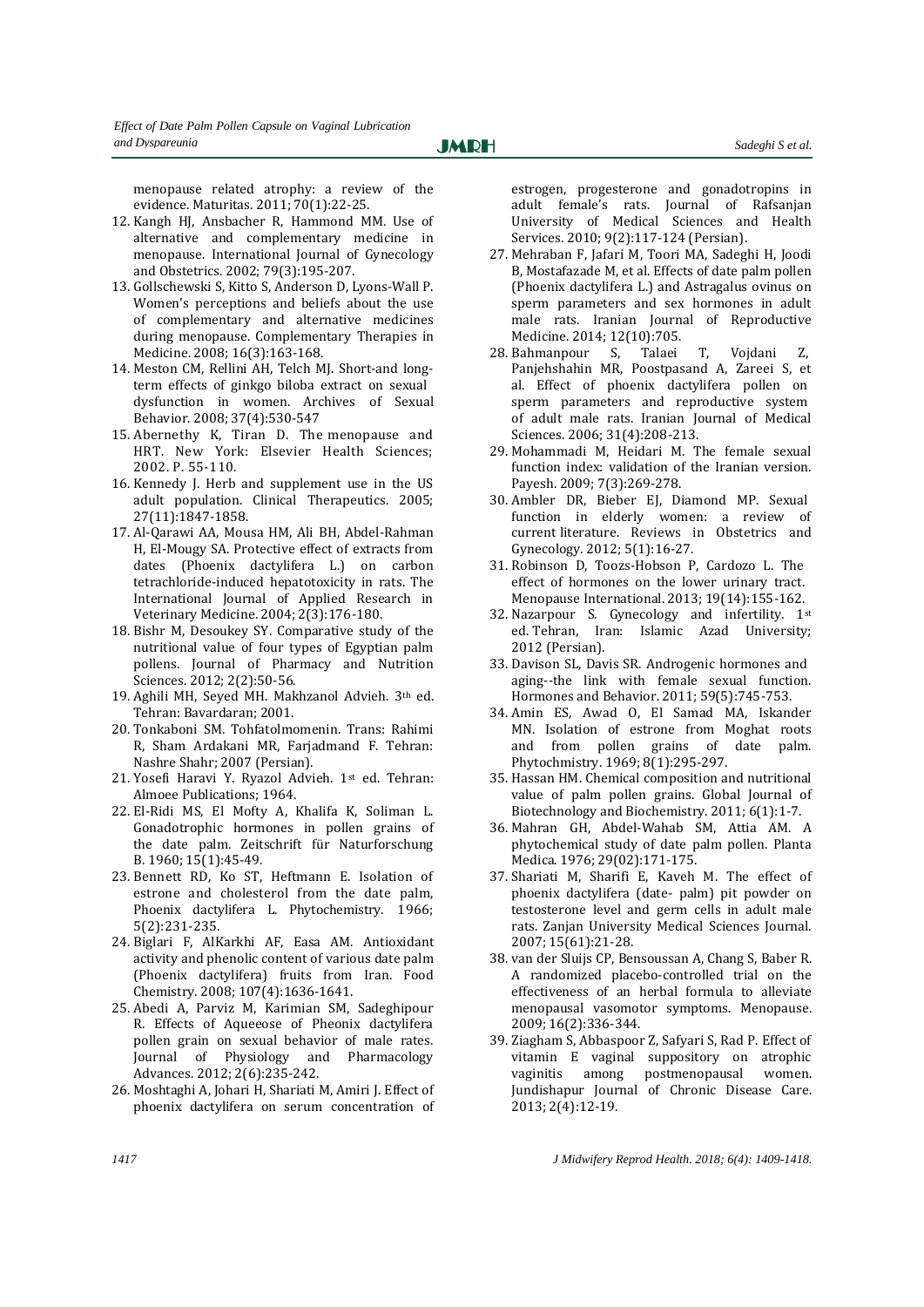menopause related atrophy: a review of the evidence. Maturitas. 2011; 70(1):22-25.

12. Kangh HJ, Ansbacher R, Hammond MM. Use of alternative and complementary medicine in menopause. International Journal of Gynecology and Obstetrics. 2002; 79(3):195-207.
13. Gollschewski S, Kitto S, Anderson D, Lyons-Wall P. Women's perceptions and beliefs about the use of complementary and alternative medicines during menopause. Complementary Therapies in Medicine. 2008; 16(3):163-168.
14. Meston CM, Rellini AH, Telch MJ. Short-and long-term effects of ginkgo biloba extract on sexual dysfunction in women. Archives of Sexual Behavior. 2008; 37(4):530-547
15. Abernethy K, Tiran D. The menopause and HRT. New York: Elsevier Health Sciences; 2002. P. 55-110.
16. Kennedy J. Herb and supplement use in the US adult population. Clinical Therapeutics. 2005; 27(11):1847-1858.
17. Al-Qarawi AA, Mousa HM, Ali BH, Abdel-Rahman H, El-Mougy SA. Protective effect of extracts from dates (Phoenix dactylifera L.) on carbon tetrachloride-induced hepatotoxicity in rats. The International Journal of Applied Research in Veterinary Medicine. 2004; 2(3):176-180.
18. Bishr M, Desoukey SY. Comparative study of the nutritional value of four types of Egyptian palm pollens. Journal of Pharmacy and Nutrition Sciences. 2012; 2(2):50-56.
19. Aghili MH, Seyed MH. Makhzanol Advieh. 3th ed. Tehran: Bavardaran; 2001.
20. Tonkaboni SM. Tohfatolmomenin. Trans: Rahimi R, Sham Ardakani MR, Farjadmand F. Tehran: Nashre Shahr; 2007 (Persian).
21. Yosefi Haravi Y. Ryazol Advieh. 1st ed. Tehran: Almoee Publications; 1964.
22. El-Ridi MS, El Mofty A, Khalifa K, Soliman L. Gonadotrophic hormones in pollen grains of the date palm. Zeitschrift für Naturforschung B. 1960; 15(1):45-49.
23. Bennett RD, Ko ST, Heftmann E. Isolation of estrone and cholesterol from the date palm, Phoenix dactylifera L. Phytochemistry. 1966; 5(2):231-235.
24. Biglari F, AlKarkhi AF, Easa AM. Antioxidant activity and phenolic content of various date palm (Phoenix dactylifera) fruits from Iran. Food Chemistry. 2008; 107(4):1636-1641.
25. Abedi A, Parviz M, Karimian SM, Sadeghipour R. Effects of Aqueeose of Pheonix dactylifera pollen grain on sexual behavior of male rates. Journal of Physiology and Pharmacology Advances. 2012; 2(6):235-242.
26. Moshtaghi A, Johari H, Shariati M, Amiri J. Effect of phoenix dactylifera on serum concentration of estrogen, progesterone and gonadotropins in adult female's rats. Journal of Rafsanjan University of Medical Sciences and Health Services. 2010; 9(2):117-124 (Persian).
27. Mehraban F, Jafari M, Toori MA, Sadeghi H, Joodi B, Mostafazade M, et al. Effects of date palm pollen (Phoenix dactylifera L.) and Astragalus ovinus on sperm parameters and sex hormones in adult male rats. Iranian Journal of Reproductive Medicine. 2014; 12(10):705.
28. Bahmanpour S, Talaei T, Vojdani Z, Panjehshahin MR, Poostpasand A, Zareei S, et al. Effect of phoenix dactylifera pollen on sperm parameters and reproductive system of adult male rats. Iranian Journal of Medical Sciences. 2006; 31(4):208-213.
29. Mohammadi M, Heidari M. The female sexual function index: validation of the Iranian version. Payesh. 2009; 7(3):269-278.
30. Ambler DR, Bieber EJ, Diamond MP. Sexual function in elderly women: a review of current literature. Reviews in Obstetrics and Gynecology. 2012; 5(1):16-27.
31. Robinson D, Toozs-Hobson P, Cardozo L. The effect of hormones on the lower urinary tract. Menopause International. 2013; 19(14):155-162.
32. Nazarpour S. Gynecology and infertility. 1st ed. Tehran, Iran: Islamic Azad University; 2012 (Persian).
33. Davison SL, Davis SR. Androgenic hormones and aging--the link with female sexual function. Hormones and Behavior. 2011; 59(5):745-753.
34. Amin ES, Awad O, El Samad MA, Iskander MN. Isolation of estrone from Moghat roots and from pollen grains of date palm. Phytochmistry. 1969; 8(1):295-297.
35. Hassan HM. Chemical composition and nutritional value of palm pollen grains. Global Journal of Biotechnology and Biochemistry. 2011; 6(1):1-7.
36. Mahran GH, Abdel-Wahab SM, Attia AM. A phytochemical study of date palm pollen. Planta Medica. 1976; 29(02):171-175.
37. Shariati M, Sharifi E, Kaveh M. The effect of phoenix dactylifera (date- palm) pit powder on testosterone level and germ cells in adult male rats. Zanjan University Medical Sciences Journal. 2007; 15(61):21-28.
38. van der Sluijs CP, Bensoussan A, Chang S, Baber R. A randomized placebo-controlled trial on the effectiveness of an herbal formula to alleviate menopausal vasomotor symptoms. Menopause. 2009; 16(2):336-344.
39. Ziagham S, Abbaspoor Z, Safyari S, Rad P. Effect of vitamin E vaginal suppository on atrophic vaginitis among postmenopausal women. Jundishapur Journal of Chronic Disease Care. 2013; 2(4):12-19.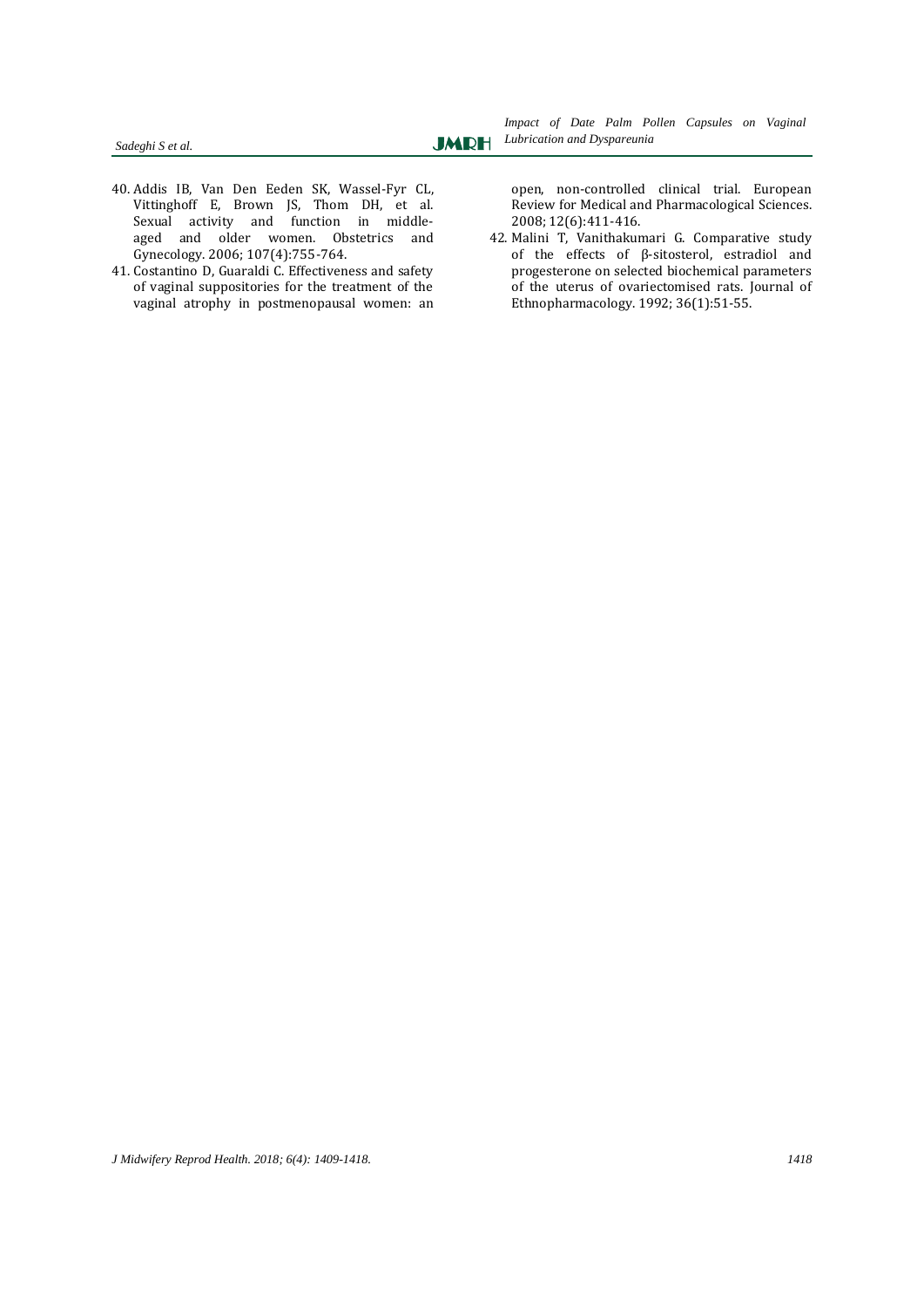40. Addis IB, Van Den Eeden SK, Wassel-Fyr CL, Vittinghoff E, Brown JS, Thom DH, et al. Sexual activity and function in middle-aged and older women. Obstetrics and Gynecology. 2006; 107(4):755-764.
41. Costantino D, Guaraldi C. Effectiveness and safety of vaginal suppositories for the treatment of the vaginal atrophy in postmenopausal women: an open, non-controlled clinical trial. European Review for Medical and Pharmacological Sciences. 2008; 12(6):411-416.
42. Malini T, Vanithakumari G. Comparative study of the effects of β-sitosterol, estradiol and progesterone on selected biochemical parameters of the uterus of ovariectomised rats. Journal of Ethnopharmacology. 1992; 36(1):51-55.